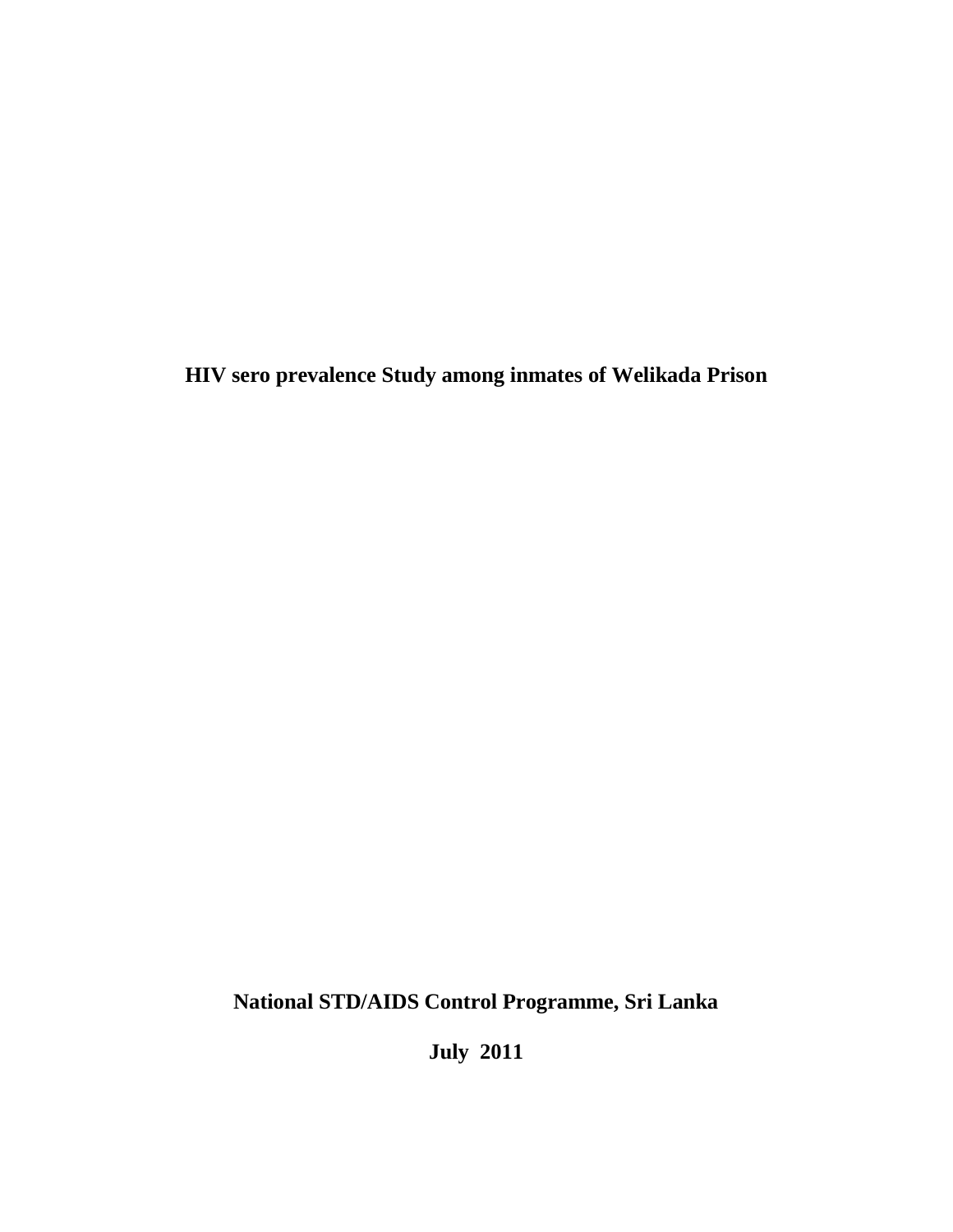# HIV sero prevalence Study among inmates of Welikada Prison

**National STD/AIDS Control Programme, Sri Lanka**

**July 2011**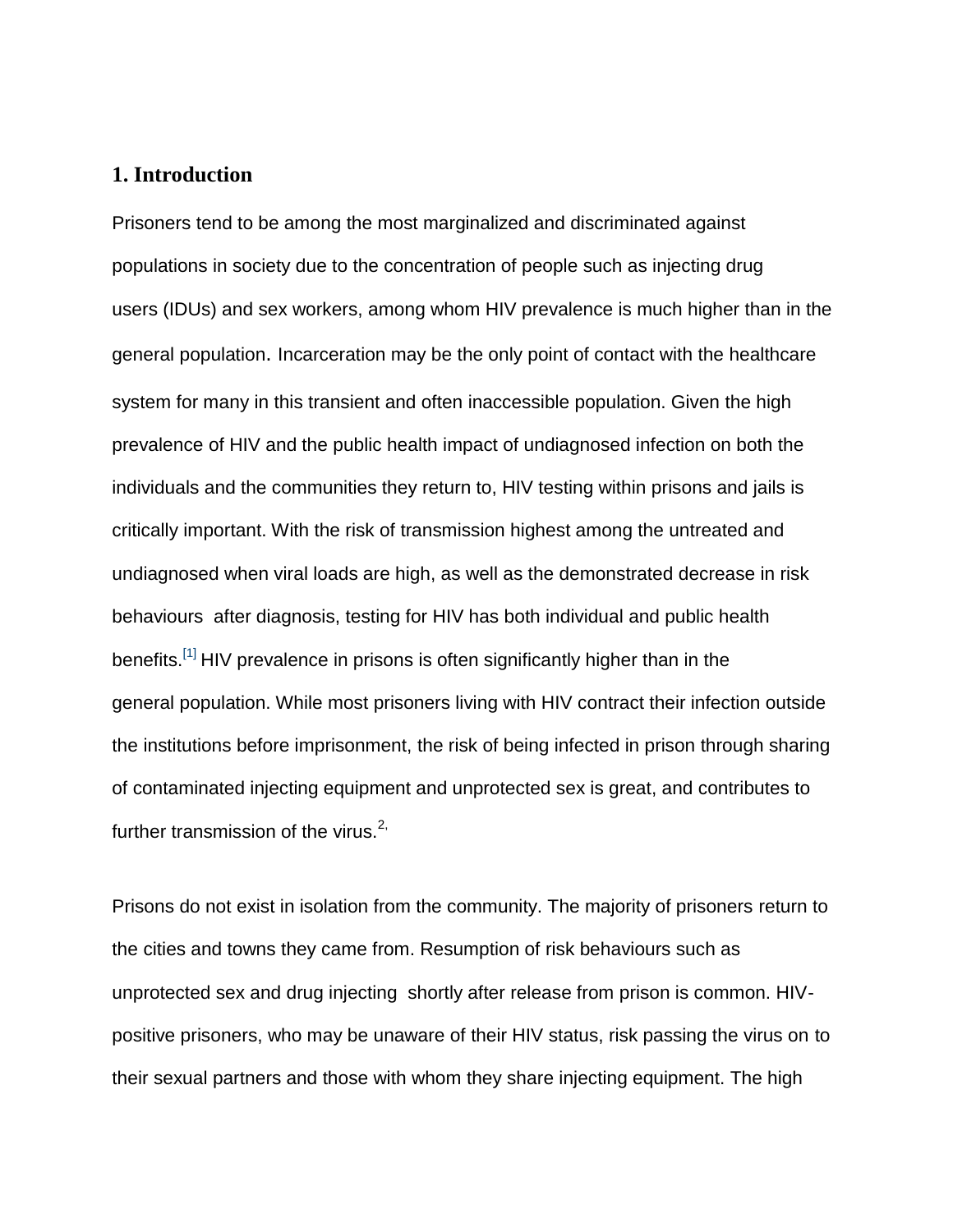## 1. Introduction

Prisoners tend to be among the most marginalized and discriminated against populations in society due to the concentration of people such as injecting drug users (IDUs) and sex workers, among whom HIV prevalence is much higher than in the general population. Incarceration may be the only point of contact with the healthcare system for many in this transient and often inaccessible population. Given the high prevalence of HIV and the public health impact of undiagnosed infection on both the individuals and the communities they return to, HIV testing within prisons and jails is critically important. With the risk of transmission highest among the untreated and undiagnosed when viral loads are high, as well as the demonstrated decrease in risk behaviours after diagnosis, testing for HIV has both individual and public health benefits.[1] HIV prevalence in prisons is often significantly higher than in the general population. While most prisoners living with HIV contract their infection outside the institutions before imprisonment, the risk of being infected in prison through sharing of contaminated injecting equipment and unprotected sex is great, and contributes to further transmission of the virus.[2,]

Prisons do not exist in isolation from the community. The majority of prisoners return to the cities and towns they came from. Resumption of risk behaviours such as unprotected sex and drug injecting shortly after release from prison is common. HIV-positive prisoners, who may be unaware of their HIV status, risk passing the virus on to their sexual partners and those with whom they share injecting equipment. The high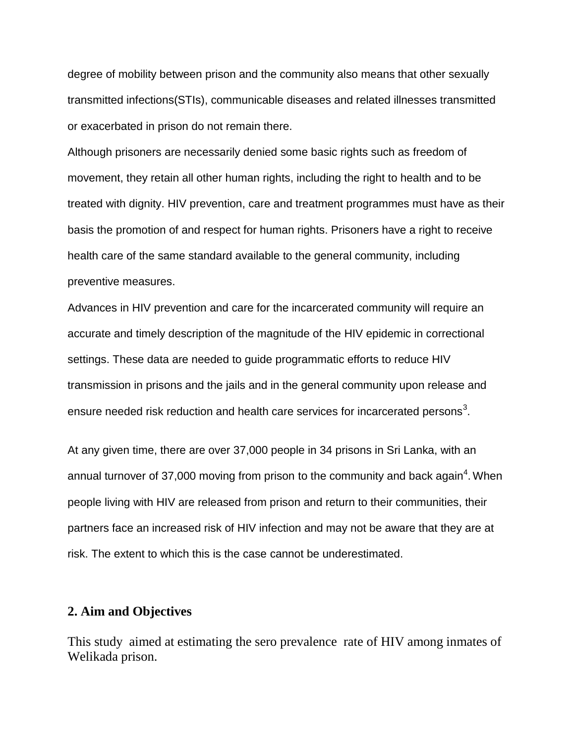degree of mobility between prison and the community also means that other sexually transmitted infections(STIs), communicable diseases and related illnesses transmitted or exacerbated in prison do not remain there.

Although prisoners are necessarily denied some basic rights such as freedom of movement, they retain all other human rights, including the right to health and to be treated with dignity. HIV prevention, care and treatment programmes must have as their basis the promotion of and respect for human rights. Prisoners have a right to receive health care of the same standard available to the general community, including preventive measures.

Advances in HIV prevention and care for the incarcerated community will require an accurate and timely description of the magnitude of the HIV epidemic in correctional settings. These data are needed to guide programmatic efforts to reduce HIV transmission in prisons and the jails and in the general community upon release and ensure needed risk reduction and health care services for incarcerated persons[3].

At any given time, there are over 37,000 people in 34 prisons in Sri Lanka, with an annual turnover of 37,000 moving from prison to the community and back again[4]. When people living with HIV are released from prison and return to their communities, their partners face an increased risk of HIV infection and may not be aware that they are at risk. The extent to which this is the case cannot be underestimated.

## 2. Aim and Objectives

This study aimed at estimating the sero prevalence rate of HIV among inmates of Welikada prison.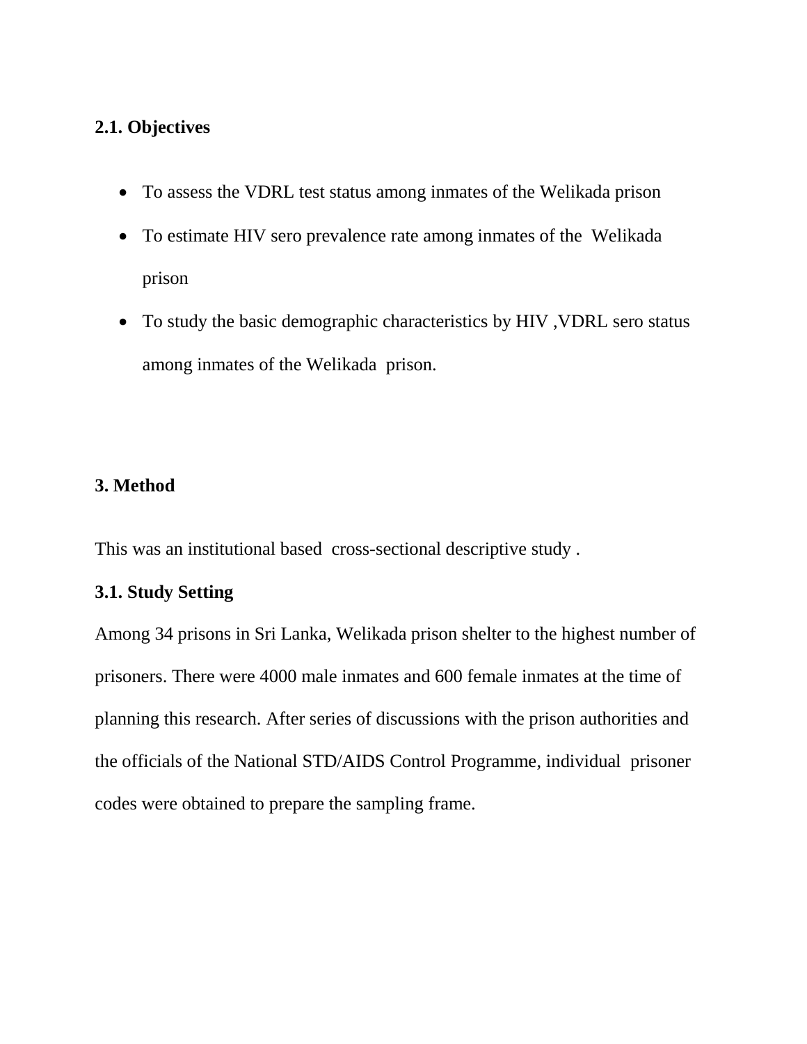### 2.1. Objectives

- To assess the VDRL test status among inmates of the Welikada prison
- To estimate HIV sero prevalence rate among inmates of the Welikada prison
- To study the basic demographic characteristics by HIV ,VDRL sero status among inmates of the Welikada prison.

## 3. Method

This was an institutional based cross-sectional descriptive study .

### 3.1. Study Setting

Among 34 prisons in Sri Lanka, Welikada prison shelter to the highest number of prisoners. There were 4000 male inmates and 600 female inmates at the time of planning this research. After series of discussions with the prison authorities and the officials of the National STD/AIDS Control Programme, individual prisoner codes were obtained to prepare the sampling frame.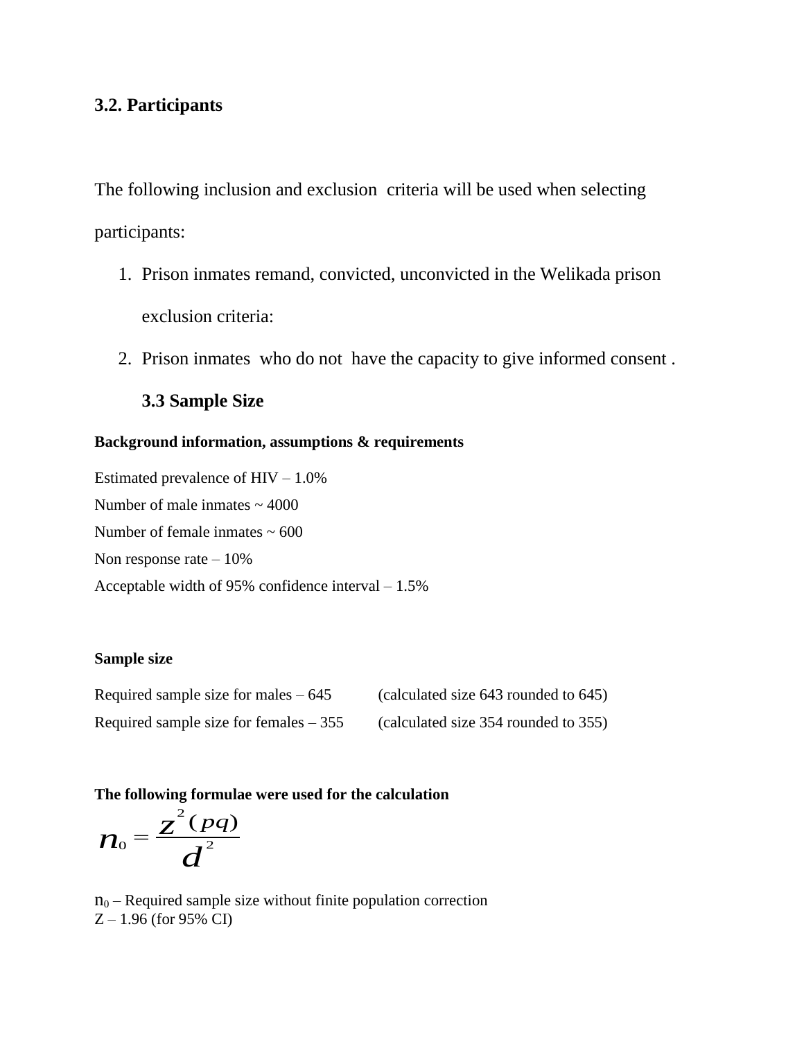## 3.2. Participants

The following inclusion and exclusion criteria will be used when selecting participants:

1. Prison inmates remand, convicted, unconvicted in the Welikada prison

   exclusion criteria:

2. Prison inmates who do not have the capacity to give informed consent .

### 3.3 Sample Size

**Background information, assumptions & requirements**

Estimated prevalence of HIV – 1.0%
Number of male inmates ~ 4000
Number of female inmates ~ 600
Non response rate – 10%
Acceptable width of 95% confidence interval – 1.5%

**Sample size**

Required sample size for males – 645 (calculated size 643 rounded to 645)
Required sample size for females – 355 (calculated size 354 rounded to 355)

**The following formulae were used for the calculation**

$$n_0 = \frac{z^2 (pq)}{d^2}$$

$n_0$ – Required sample size without finite population correction
Z – 1.96 (for 95% CI)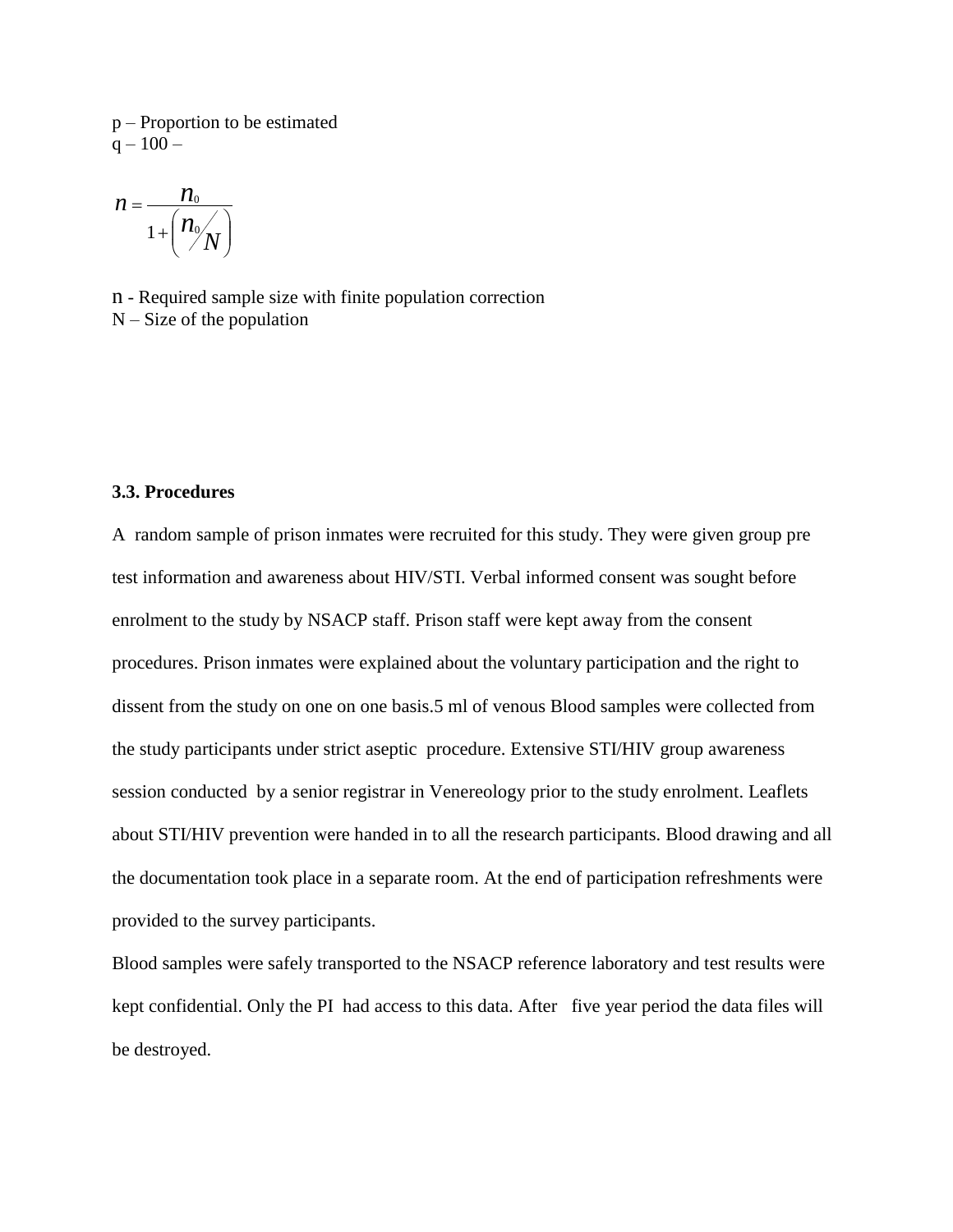p – Proportion to be estimated
q – 100 –

$$n = \frac{n_0}{1 + \left( n_0 / N \right)}$$

n - Required sample size with finite population correction
N – Size of the population

### 3.3. Procedures

A random sample of prison inmates were recruited for this study. They were given group pre test information and awareness about HIV/STI. Verbal informed consent was sought before enrolment to the study by NSACP staff. Prison staff were kept away from the consent procedures. Prison inmates were explained about the voluntary participation and the right to dissent from the study on one on one basis.5 ml of venous Blood samples were collected from the study participants under strict aseptic procedure. Extensive STI/HIV group awareness session conducted by a senior registrar in Venereology prior to the study enrolment. Leaflets about STI/HIV prevention were handed in to all the research participants. Blood drawing and all the documentation took place in a separate room. At the end of participation refreshments were provided to the survey participants.

Blood samples were safely transported to the NSACP reference laboratory and test results were kept confidential. Only the PI had access to this data. After five year period the data files will be destroyed.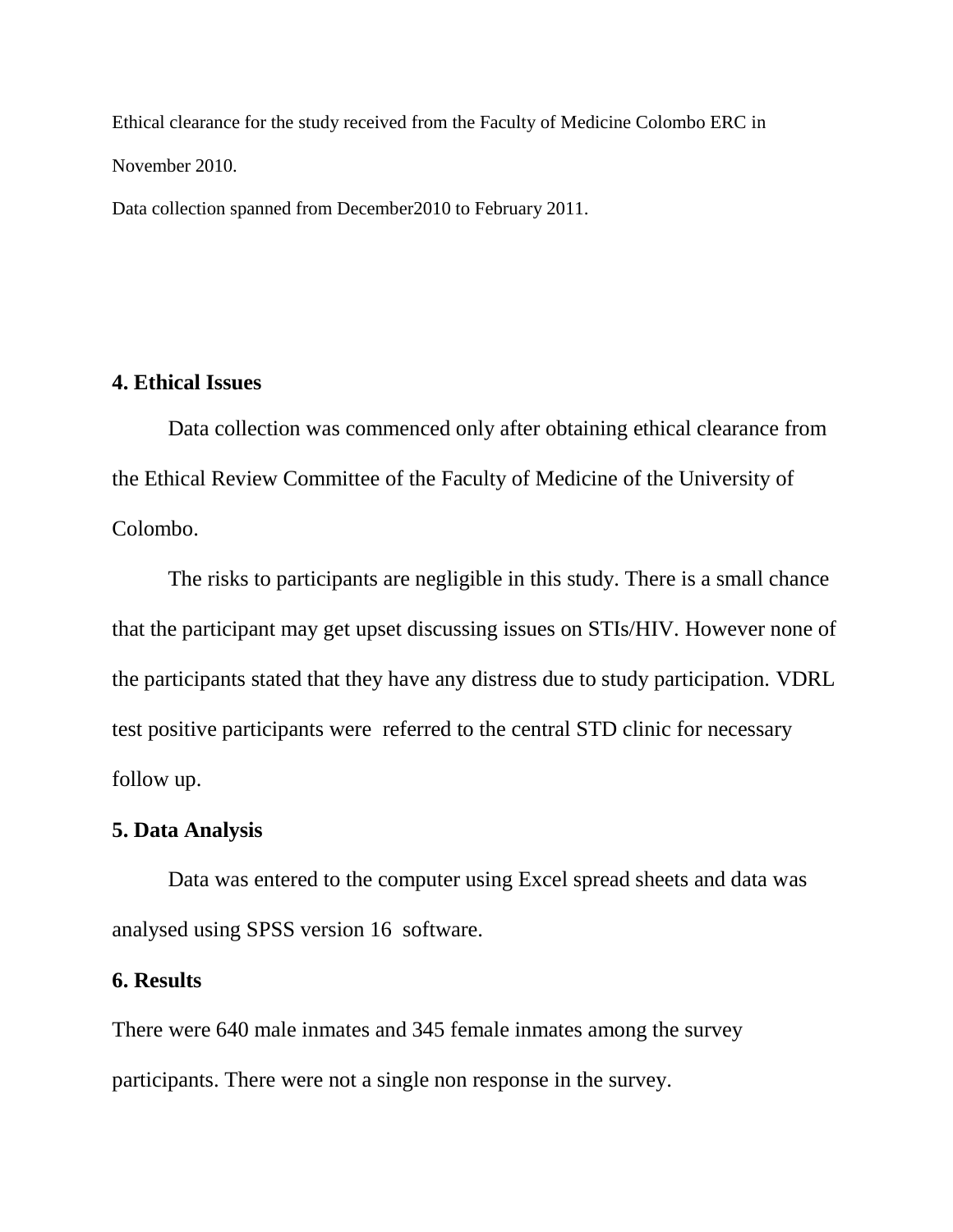Ethical clearance for the study received from the Faculty of Medicine Colombo ERC in November 2010.

Data collection spanned from December2010 to February 2011.

## 4. Ethical Issues

Data collection was commenced only after obtaining ethical clearance from the Ethical Review Committee of the Faculty of Medicine of the University of Colombo.

The risks to participants are negligible in this study. There is a small chance that the participant may get upset discussing issues on STIs/HIV. However none of the participants stated that they have any distress due to study participation. VDRL test positive participants were referred to the central STD clinic for necessary follow up.

## 5. Data Analysis

Data was entered to the computer using Excel spread sheets and data was analysed using SPSS version 16 software.

## 6. Results

There were 640 male inmates and 345 female inmates among the survey participants. There were not a single non response in the survey.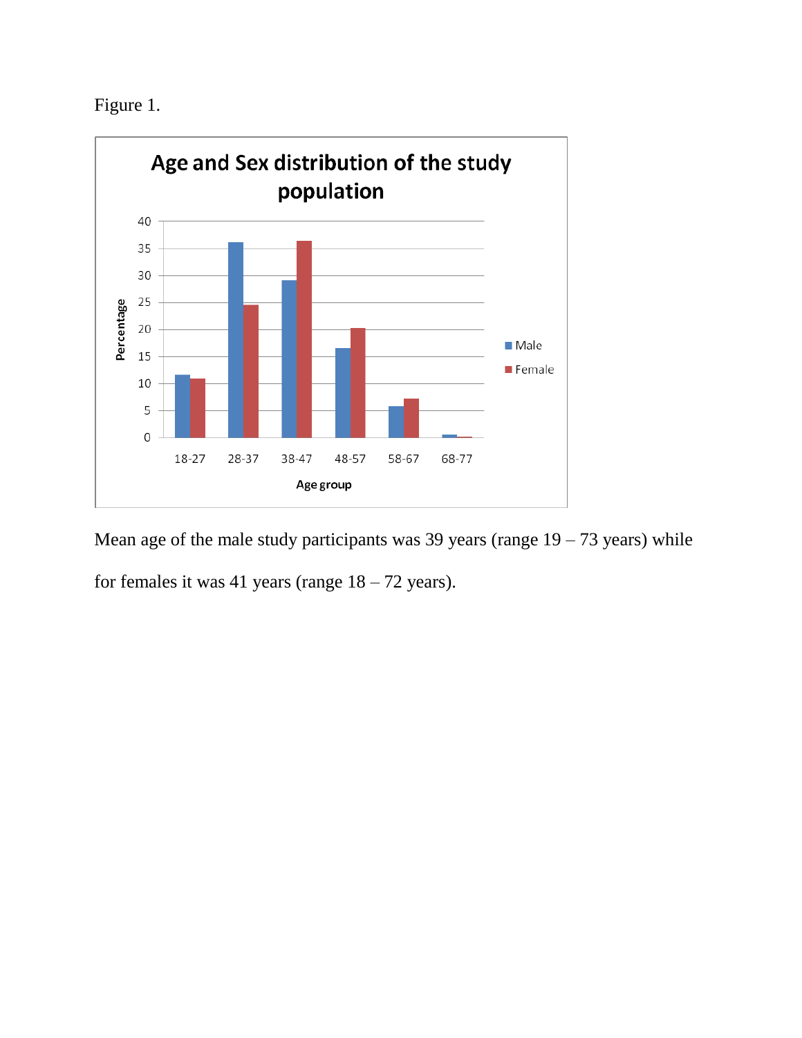Figure 1.

Mean age of the male study participants was 39 years (range 19 – 73 years) while for females it was 41 years (range 18 – 72 years).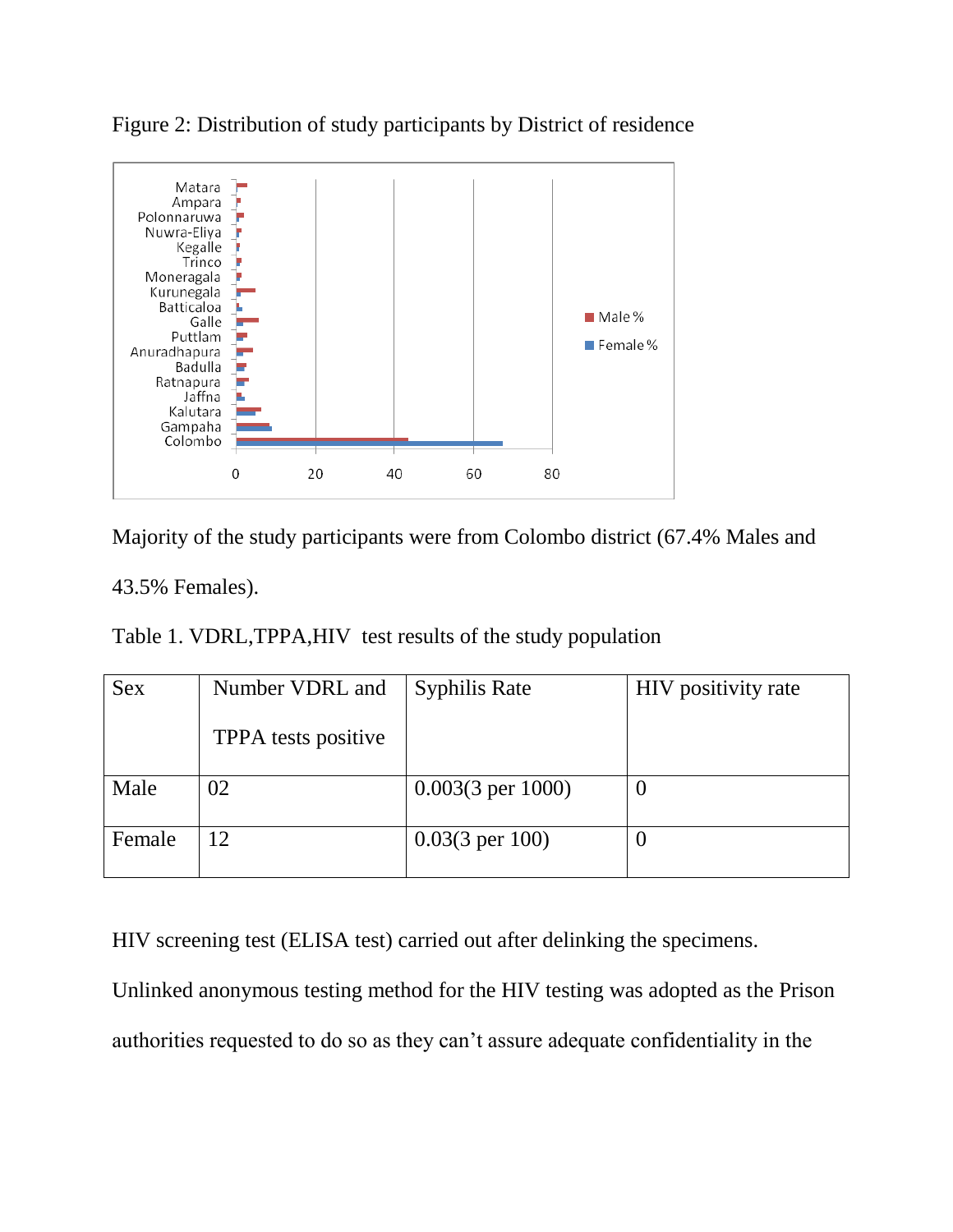Figure 2: Distribution of study participants by District of residence

Majority of the study participants were from Colombo district (67.4% Males and 43.5% Females).

Table 1. VDRL,TPPA,HIV test results of the study population

| Sex | Number VDRL and TPPA tests positive | Syphilis Rate | HIV positivity rate |
|---|---|---|---|
| Male | 02 | 0.003(3 per 1000) | 0 |
| Female | 12 | 0.03(3 per 100) | 0 |

HIV screening test (ELISA test) carried out after delinking the specimens.

Unlinked anonymous testing method for the HIV testing was adopted as the Prison authorities requested to do so as they can't assure adequate confidentiality in the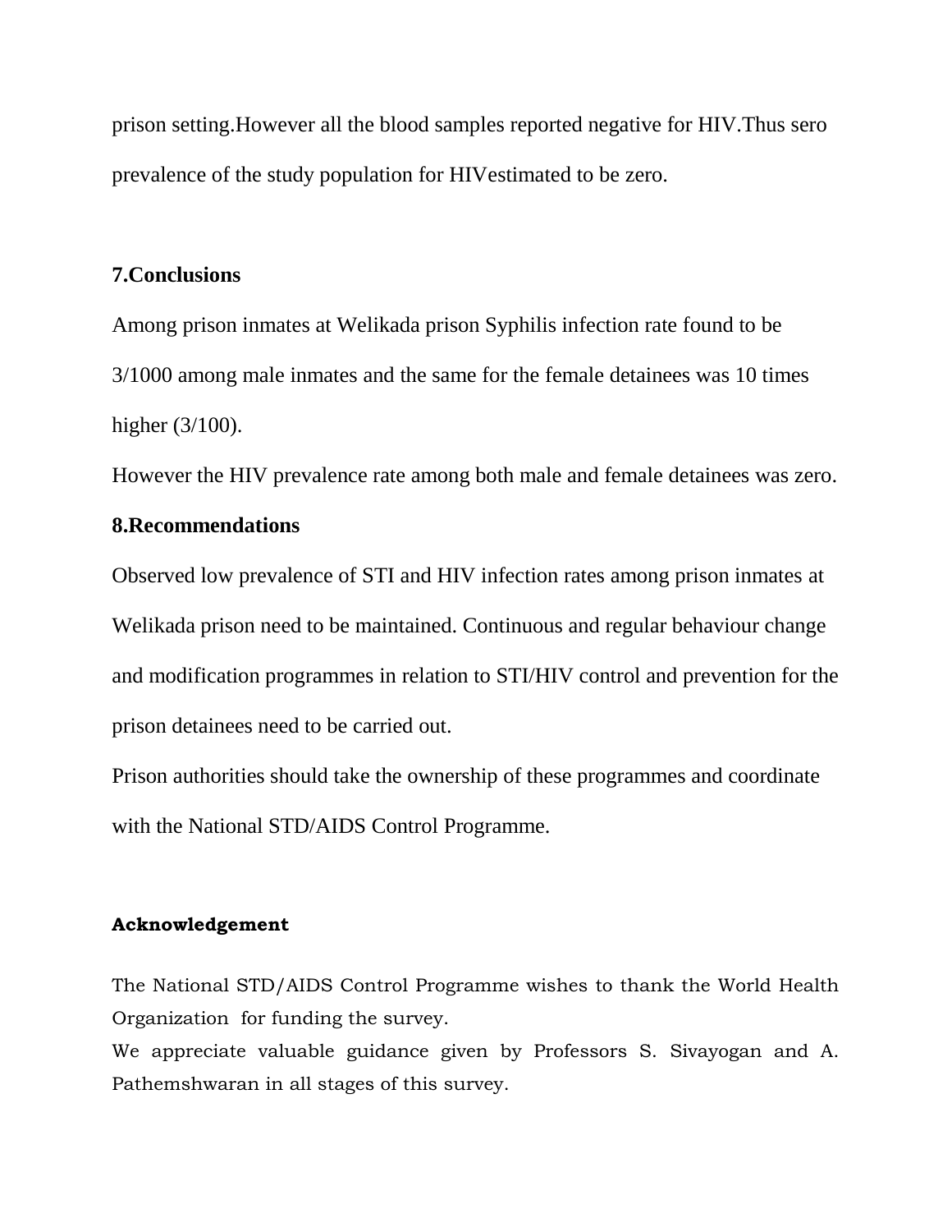prison setting.However all the blood samples reported negative for HIV.Thus sero prevalence of the study population for HIVestimated to be zero.

## 7.Conclusions

Among prison inmates at Welikada prison Syphilis infection rate found to be 3/1000 among male inmates and the same for the female detainees was 10 times higher (3/100).

However the HIV prevalence rate among both male and female detainees was zero.

## 8.Recommendations

Observed low prevalence of STI and HIV infection rates among prison inmates at Welikada prison need to be maintained. Continuous and regular behaviour change and modification programmes in relation to STI/HIV control and prevention for the prison detainees need to be carried out.

Prison authorities should take the ownership of these programmes and coordinate with the National STD/AIDS Control Programme.

### Acknowledgement

The National STD/AIDS Control Programme wishes to thank the World Health Organization for funding the survey.

We appreciate valuable guidance given by Professors S. Sivayogan and A. Pathemshwaran in all stages of this survey.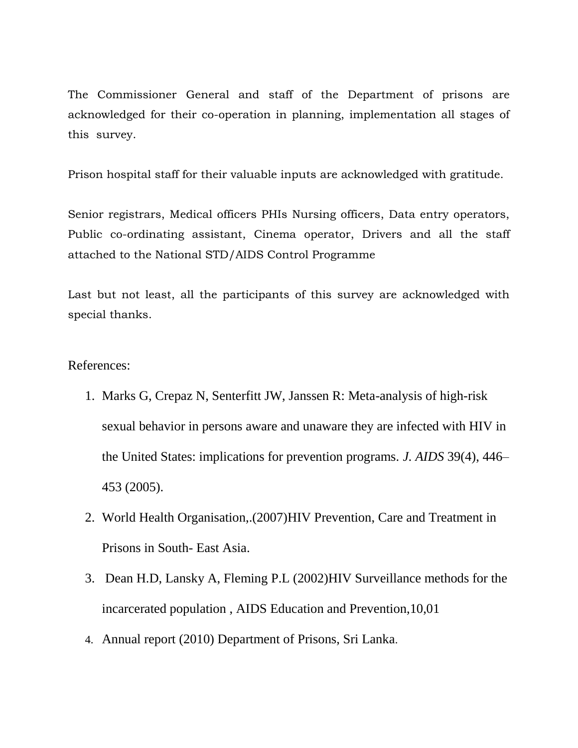The Commissioner General and staff of the Department of prisons are acknowledged for their co-operation in planning, implementation all stages of this survey.

Prison hospital staff for their valuable inputs are acknowledged with gratitude.

Senior registrars, Medical officers PHIs Nursing officers, Data entry operators, Public co-ordinating assistant, Cinema operator, Drivers and all the staff attached to the National STD/AIDS Control Programme

Last but not least, all the participants of this survey are acknowledged with special thanks.

References:

1. Marks G, Crepaz N, Senterfitt JW, Janssen R: Meta-analysis of high-risk sexual behavior in persons aware and unaware they are infected with HIV in the United States: implications for prevention programs. *J. AIDS* 39(4), 446–453 (2005).
2. World Health Organisation,.(2007)HIV Prevention, Care and Treatment in Prisons in South- East Asia.
3. Dean H.D, Lansky A, Fleming P.L (2002)HIV Surveillance methods for the incarcerated population , AIDS Education and Prevention,10,01
4. Annual report (2010) Department of Prisons, Sri Lanka.